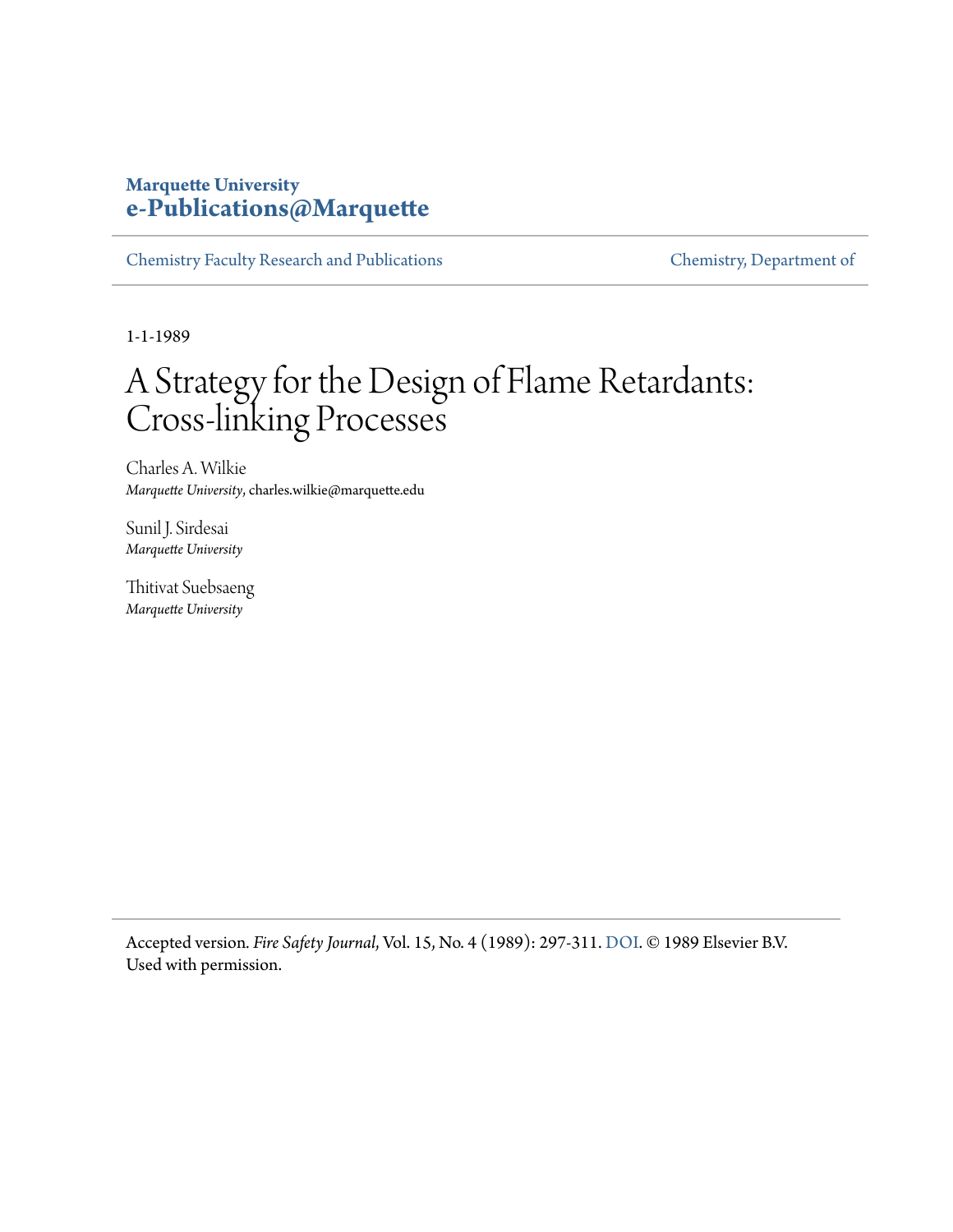**Marquette University**
**e-Publications@Marquette**

Chemistry Faculty Research and Publications | Chemistry, Department of

1-1-1989

# A Strategy for the Design of Flame Retardants: Cross-linking Processes

Charles A. Wilkie
*Marquette University*, charles.wilkie@marquette.edu

Sunil J. Sirdesai
*Marquette University*

Thitivat Suebsaeng
*Marquette University*

Accepted version. *Fire Safety Journal*, Vol. 15, No. 4 (1989): 297-311. DOI. © 1989 Elsevier B.V. Used with permission.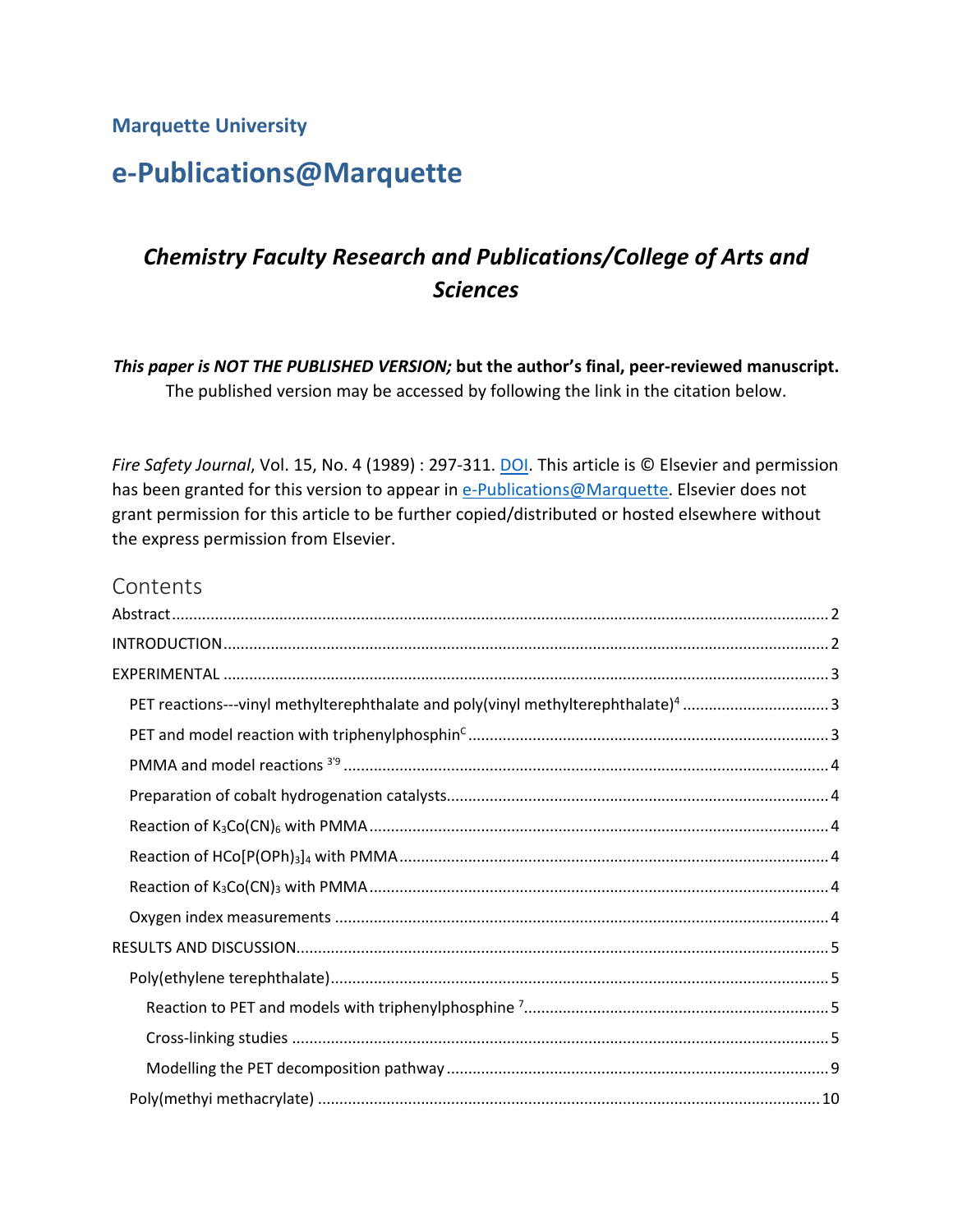**Marquette University**

# e-Publications@Marquette

## *Chemistry Faculty Research and Publications/College of Arts and Sciences*

***This paper is NOT THE PUBLISHED VERSION;* but the author's final, peer-reviewed manuscript.**
The published version may be accessed by following the link in the citation below.

*Fire Safety Journal*, Vol. 15, No. 4 (1989) : 297-311. DOI. This article is © Elsevier and permission has been granted for this version to appear in e-Publications@Marquette. Elsevier does not grant permission for this article to be further copied/distributed or hosted elsewhere without the express permission from Elsevier.

## Contents

Abstract ..... 2
INTRODUCTION ..... 2
EXPERIMENTAL ..... 3
- PET reactions---vinyl methylterephthalate and poly(vinyl methylterephthalate)[4] ..... 3
- PET and model reaction with triphenylphosphin[C] ..... 3
- PMMA and model reactions [3'9] ..... 4
- Preparation of cobalt hydrogenation catalysts ..... 4
- Reaction of $K_3Co(CN)_6$ with PMMA ..... 4
- Reaction of $HCo[P(OPh)_3]_4$ with PMMA ..... 4
- Reaction of $K_3Co(CN)_3$ with PMMA ..... 4
- Oxygen index measurements ..... 4

RESULTS AND DISCUSSION ..... 5
- Poly(ethylene terephthalate) ..... 5
  - Reaction to PET and models with triphenylphosphine [7] ..... 5
  - Cross-linking studies ..... 5
  - Modelling the PET decomposition pathway ..... 9
- Poly(methyi methacrylate) ..... 10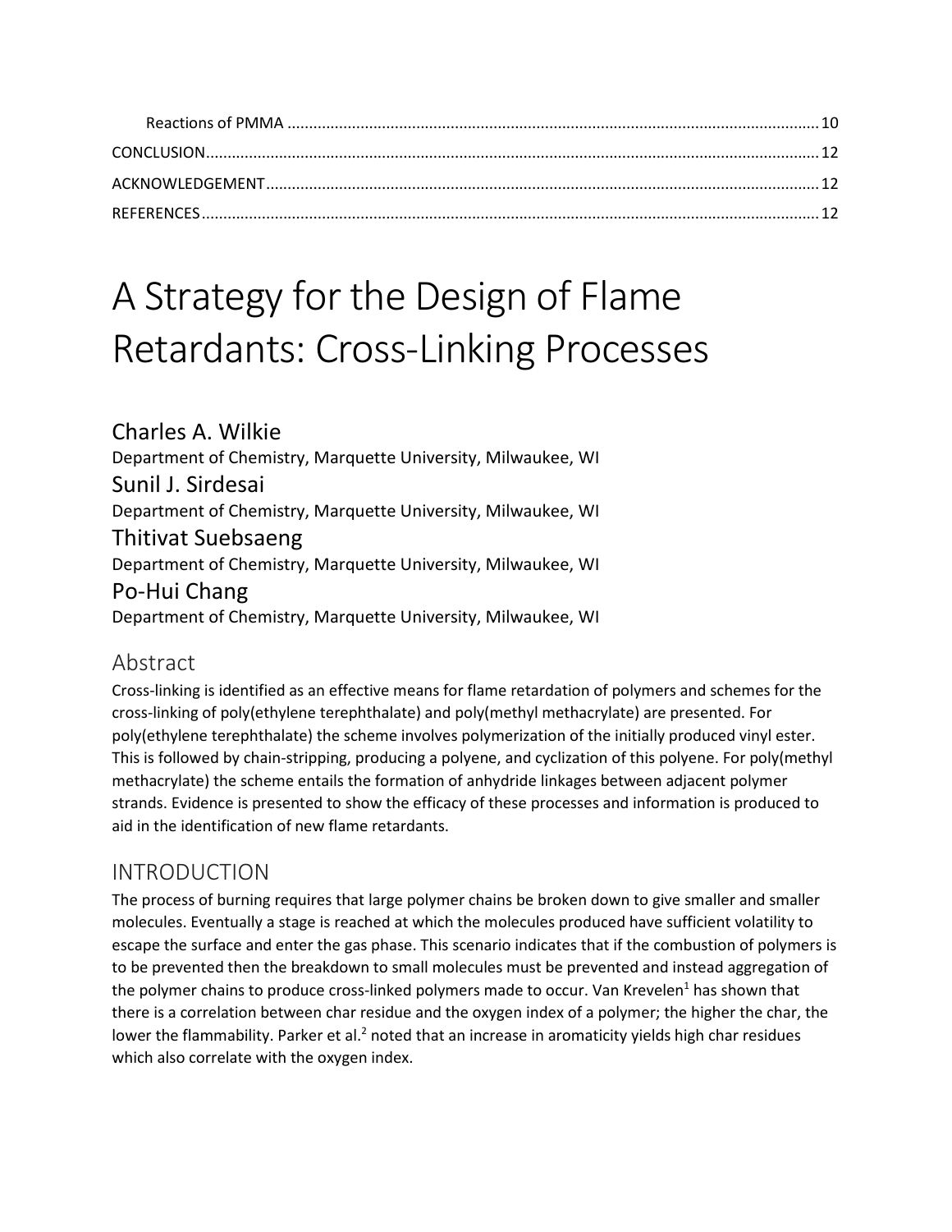Reactions of PMMA .......... 10

CONCLUSION .......... 12

ACKNOWLEDGEMENT .......... 12

REFERENCES .......... 12

# A Strategy for the Design of Flame Retardants: Cross-Linking Processes

## Charles A. Wilkie

Department of Chemistry, Marquette University, Milwaukee, WI

## Sunil J. Sirdesai

Department of Chemistry, Marquette University, Milwaukee, WI

## Thitivat Suebsaeng

Department of Chemistry, Marquette University, Milwaukee, WI

## Po-Hui Chang

Department of Chemistry, Marquette University, Milwaukee, WI

## Abstract

Cross-linking is identified as an effective means for flame retardation of polymers and schemes for the cross-linking of poly(ethylene terephthalate) and poly(methyl methacrylate) are presented. For poly(ethylene terephthalate) the scheme involves polymerization of the initially produced vinyl ester. This is followed by chain-stripping, producing a polyene, and cyclization of this polyene. For poly(methyl methacrylate) the scheme entails the formation of anhydride linkages between adjacent polymer strands. Evidence is presented to show the efficacy of these processes and information is produced to aid in the identification of new flame retardants.

## INTRODUCTION

The process of burning requires that large polymer chains be broken down to give smaller and smaller molecules. Eventually a stage is reached at which the molecules produced have sufficient volatility to escape the surface and enter the gas phase. This scenario indicates that if the combustion of polymers is to be prevented then the breakdown to small molecules must be prevented and instead aggregation of the polymer chains to produce cross-linked polymers made to occur. Van Krevelen[1] has shown that there is a correlation between char residue and the oxygen index of a polymer; the higher the char, the lower the flammability. Parker et al.[2] noted that an increase in aromaticity yields high char residues which also correlate with the oxygen index.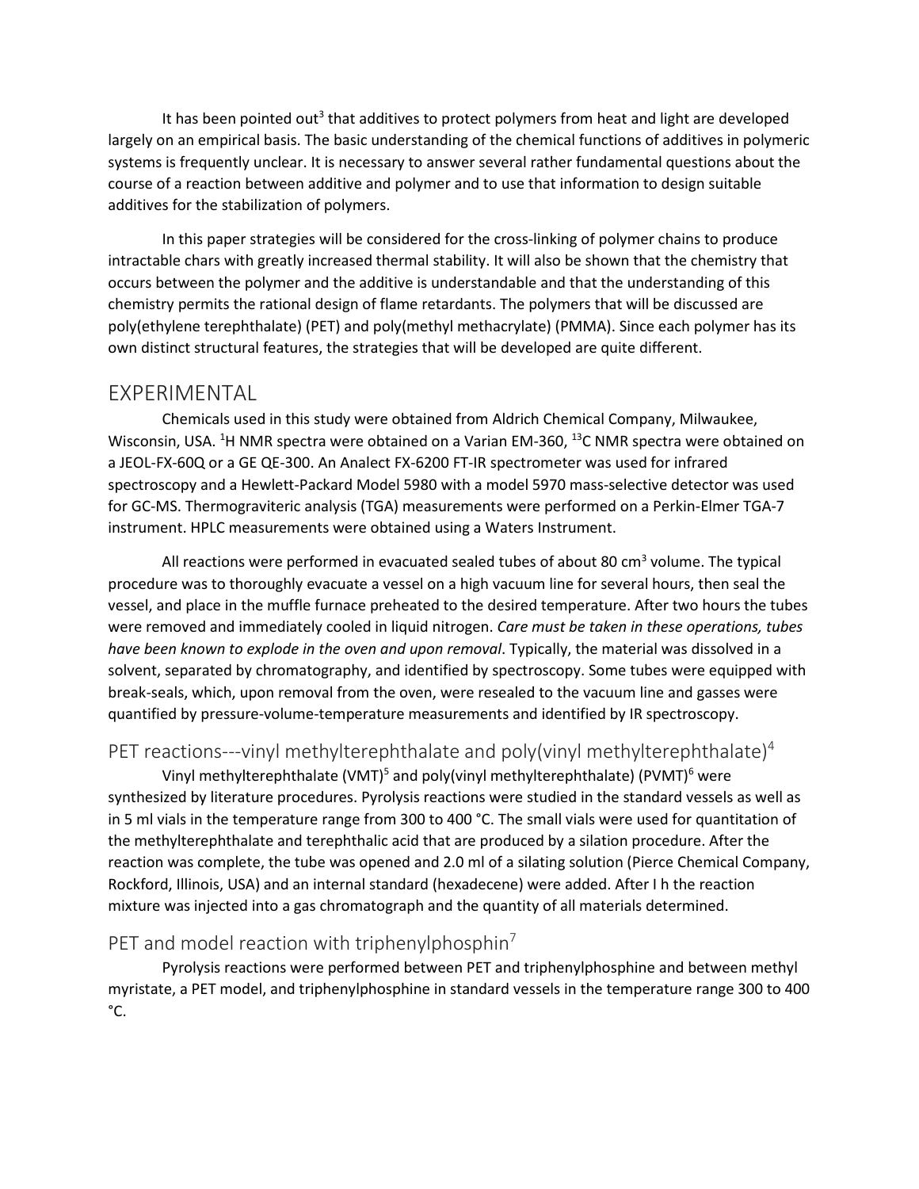It has been pointed out[3] that additives to protect polymers from heat and light are developed largely on an empirical basis. The basic understanding of the chemical functions of additives in polymeric systems is frequently unclear. It is necessary to answer several rather fundamental questions about the course of a reaction between additive and polymer and to use that information to design suitable additives for the stabilization of polymers.

In this paper strategies will be considered for the cross-linking of polymer chains to produce intractable chars with greatly increased thermal stability. It will also be shown that the chemistry that occurs between the polymer and the additive is understandable and that the understanding of this chemistry permits the rational design of flame retardants. The polymers that will be discussed are poly(ethylene terephthalate) (PET) and poly(methyl methacrylate) (PMMA). Since each polymer has its own distinct structural features, the strategies that will be developed are quite different.

## EXPERIMENTAL

Chemicals used in this study were obtained from Aldrich Chemical Company, Milwaukee, Wisconsin, USA. $^{1}$H NMR spectra were obtained on a Varian EM-360, $^{13}$C NMR spectra were obtained on a JEOL-FX-60Q or a GE QE-300. An Analect FX-6200 FT-IR spectrometer was used for infrared spectroscopy and a Hewlett-Packard Model 5980 with a model 5970 mass-selective detector was used for GC-MS. Thermograviteric analysis (TGA) measurements were performed on a Perkin-Elmer TGA-7 instrument. HPLC measurements were obtained using a Waters Instrument.

All reactions were performed in evacuated sealed tubes of about 80 cm$^3$ volume. The typical procedure was to thoroughly evacuate a vessel on a high vacuum line for several hours, then seal the vessel, and place in the muffle furnace preheated to the desired temperature. After two hours the tubes were removed and immediately cooled in liquid nitrogen. *Care must be taken in these operations, tubes have been known to explode in the oven and upon removal*. Typically, the material was dissolved in a solvent, separated by chromatography, and identified by spectroscopy. Some tubes were equipped with break-seals, which, upon removal from the oven, were resealed to the vacuum line and gasses were quantified by pressure-volume-temperature measurements and identified by IR spectroscopy.

### PET reactions---vinyl methylterephthalate and poly(vinyl methylterephthalate)[4]

Vinyl methylterephthalate (VMT)[5] and poly(vinyl methylterephthalate) (PVMT)[6] were synthesized by literature procedures. Pyrolysis reactions were studied in the standard vessels as well as in 5 ml vials in the temperature range from 300 to 400 °C. The small vials were used for quantitation of the methylterephthalate and terephthalic acid that are produced by a silation procedure. After the reaction was complete, the tube was opened and 2.0 ml of a silating solution (Pierce Chemical Company, Rockford, Illinois, USA) and an internal standard (hexadecene) were added. After I h the reaction mixture was injected into a gas chromatograph and the quantity of all materials determined.

### PET and model reaction with triphenylphosphin[7]

Pyrolysis reactions were performed between PET and triphenylphosphine and between methyl myristate, a PET model, and triphenylphosphine in standard vessels in the temperature range 300 to 400 °C.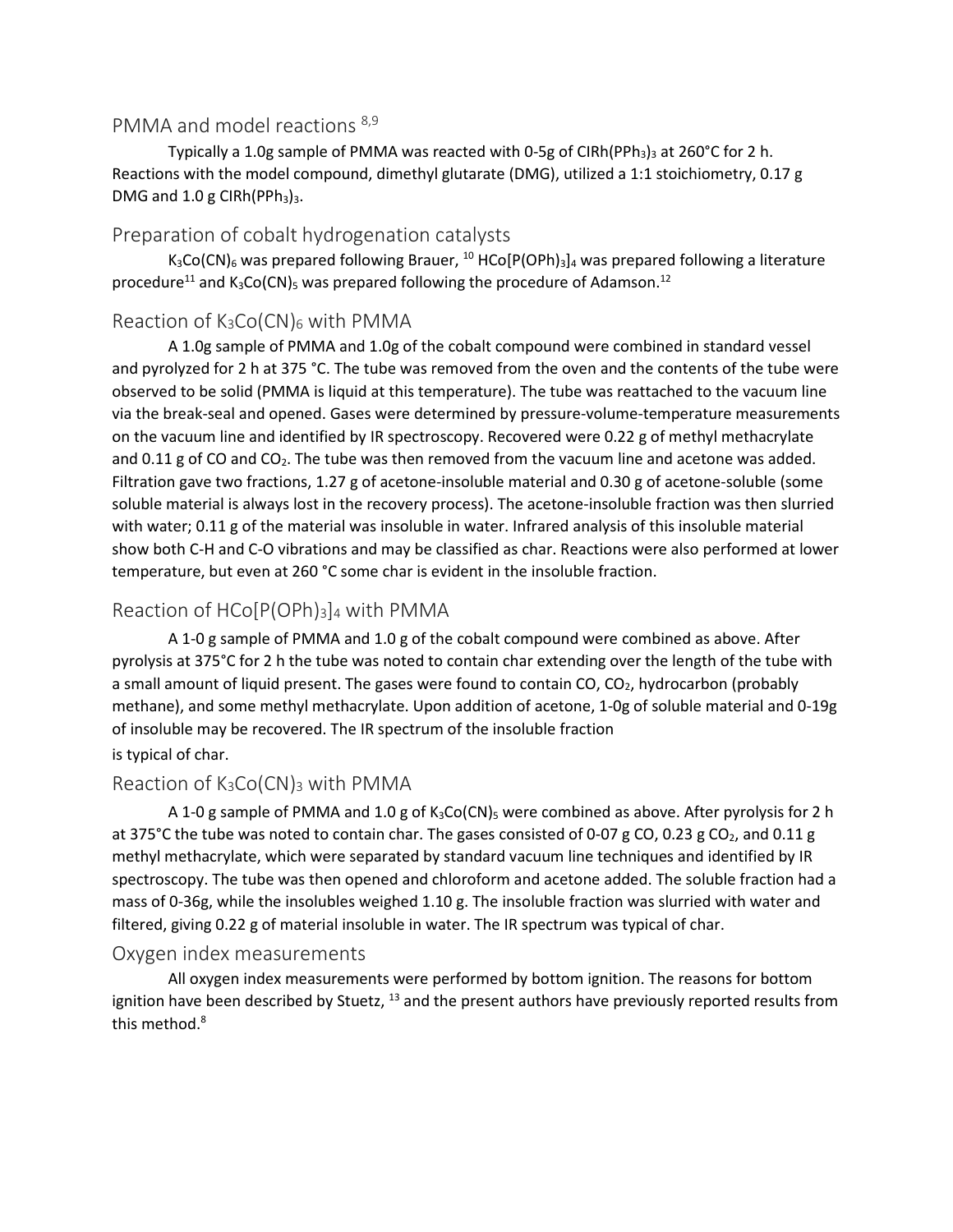## PMMA and model reactions [8,9]

Typically a 1.0g sample of PMMA was reacted with 0-5g of $ClRh(PPh_3)_3$ at 260°C for 2 h. Reactions with the model compound, dimethyl glutarate (DMG), utilized a 1:1 stoichiometry, 0.17 g DMG and 1.0 g $ClRh(PPh_3)_3$.

## Preparation of cobalt hydrogenation catalysts

$K_3Co(CN)_6$ was prepared following Brauer, [10] $HCo[P(OPh)_3]_4$ was prepared following a literature procedure[11] and $K_3Co(CN)_5$ was prepared following the procedure of Adamson.[12]

## Reaction of $K_3Co(CN)_6$ with PMMA

A 1.0g sample of PMMA and 1.0g of the cobalt compound were combined in standard vessel and pyrolyzed for 2 h at 375 °C. The tube was removed from the oven and the contents of the tube were observed to be solid (PMMA is liquid at this temperature). The tube was reattached to the vacuum line via the break-seal and opened. Gases were determined by pressure-volume-temperature measurements on the vacuum line and identified by IR spectroscopy. Recovered were 0.22 g of methyl methacrylate and 0.11 g of CO and $CO_2$. The tube was then removed from the vacuum line and acetone was added. Filtration gave two fractions, 1.27 g of acetone-insoluble material and 0.30 g of acetone-soluble (some soluble material is always lost in the recovery process). The acetone-insoluble fraction was then slurried with water; 0.11 g of the material was insoluble in water. Infrared analysis of this insoluble material show both C-H and C-O vibrations and may be classified as char. Reactions were also performed at lower temperature, but even at 260 °C some char is evident in the insoluble fraction.

## Reaction of $HCo[P(OPh)_3]_4$ with PMMA

A 1-0 g sample of PMMA and 1.0 g of the cobalt compound were combined as above. After pyrolysis at 375°C for 2 h the tube was noted to contain char extending over the length of the tube with a small amount of liquid present. The gases were found to contain CO, $CO_2$, hydrocarbon (probably methane), and some methyl methacrylate. Upon addition of acetone, 1-0g of soluble material and 0-19g of insoluble may be recovered. The IR spectrum of the insoluble fraction is typical of char.

## Reaction of $K_3Co(CN)_3$ with PMMA

A 1-0 g sample of PMMA and 1.0 g of $K_3Co(CN)_5$ were combined as above. After pyrolysis for 2 h at 375°C the tube was noted to contain char. The gases consisted of 0-07 g CO, 0.23 g $CO_2$, and 0.11 g methyl methacrylate, which were separated by standard vacuum line techniques and identified by IR spectroscopy. The tube was then opened and chloroform and acetone added. The soluble fraction had a mass of 0-36g, while the insolubles weighed 1.10 g. The insoluble fraction was slurried with water and filtered, giving 0.22 g of material insoluble in water. The IR spectrum was typical of char.

## Oxygen index measurements

All oxygen index measurements were performed by bottom ignition. The reasons for bottom ignition have been described by Stuetz, [13] and the present authors have previously reported results from this method.[8]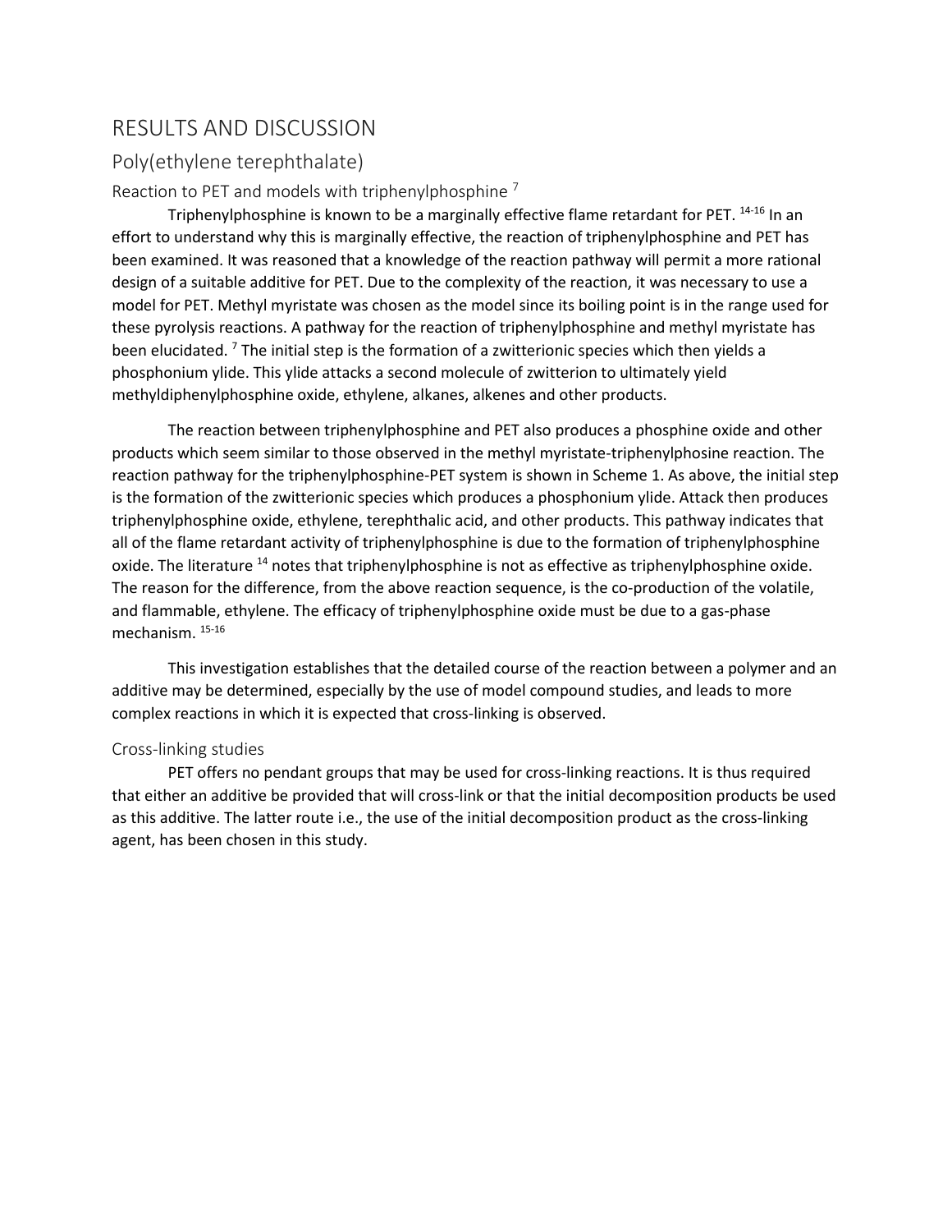# RESULTS AND DISCUSSION

## Poly(ethylene terephthalate)

### Reaction to PET and models with triphenylphosphine [7]

Triphenylphosphine is known to be a marginally effective flame retardant for PET. [14-16] In an effort to understand why this is marginally effective, the reaction of triphenylphosphine and PET has been examined. It was reasoned that a knowledge of the reaction pathway will permit a more rational design of a suitable additive for PET. Due to the complexity of the reaction, it was necessary to use a model for PET. Methyl myristate was chosen as the model since its boiling point is in the range used for these pyrolysis reactions. A pathway for the reaction of triphenylphosphine and methyl myristate has been elucidated. [7] The initial step is the formation of a zwitterionic species which then yields a phosphonium ylide. This ylide attacks a second molecule of zwitterion to ultimately yield methyldiphenylphosphine oxide, ethylene, alkanes, alkenes and other products.

The reaction between triphenylphosphine and PET also produces a phosphine oxide and other products which seem similar to those observed in the methyl myristate-triphenylphosine reaction. The reaction pathway for the triphenylphosphine-PET system is shown in Scheme 1. As above, the initial step is the formation of the zwitterionic species which produces a phosphonium ylide. Attack then produces triphenylphosphine oxide, ethylene, terephthalic acid, and other products. This pathway indicates that all of the flame retardant activity of triphenylphosphine is due to the formation of triphenylphosphine oxide. The literature [14] notes that triphenylphosphine is not as effective as triphenylphosphine oxide. The reason for the difference, from the above reaction sequence, is the co-production of the volatile, and flammable, ethylene. The efficacy of triphenylphosphine oxide must be due to a gas-phase mechanism. [15-16]

This investigation establishes that the detailed course of the reaction between a polymer and an additive may be determined, especially by the use of model compound studies, and leads to more complex reactions in which it is expected that cross-linking is observed.

### Cross-linking studies

PET offers no pendant groups that may be used for cross-linking reactions. It is thus required that either an additive be provided that will cross-link or that the initial decomposition products be used as this additive. The latter route i.e., the use of the initial decomposition product as the cross-linking agent, has been chosen in this study.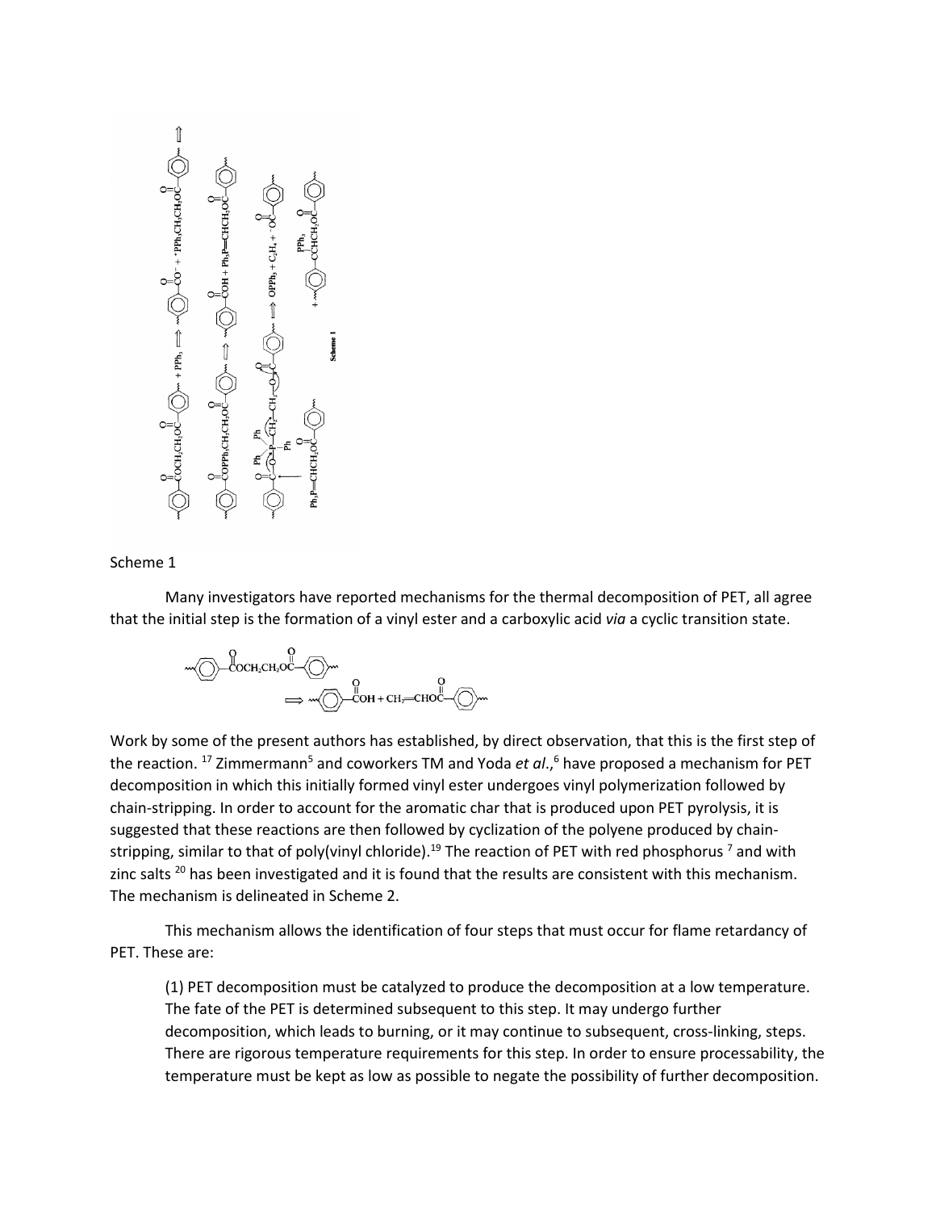Scheme 1

Many investigators have reported mechanisms for the thermal decomposition of PET, all agree that the initial step is the formation of a vinyl ester and a carboxylic acid *via* a cyclic transition state.

Work by some of the present authors has established, by direct observation, that this is the first step of the reaction. [17] Zimmermann[5] and coworkers TM and Yoda *et al*.,[6] have proposed a mechanism for PET decomposition in which this initially formed vinyl ester undergoes vinyl polymerization followed by chain-stripping. In order to account for the aromatic char that is produced upon PET pyrolysis, it is suggested that these reactions are then followed by cyclization of the polyene produced by chain-stripping, similar to that of poly(vinyl chloride).[19] The reaction of PET with red phosphorus [7] and with zinc salts [20] has been investigated and it is found that the results are consistent with this mechanism. The mechanism is delineated in Scheme 2.

This mechanism allows the identification of four steps that must occur for flame retardancy of PET. These are:

(1) PET decomposition must be catalyzed to produce the decomposition at a low temperature. The fate of the PET is determined subsequent to this step. It may undergo further decomposition, which leads to burning, or it may continue to subsequent, cross-linking, steps. There are rigorous temperature requirements for this step. In order to ensure processability, the temperature must be kept as low as possible to negate the possibility of further decomposition.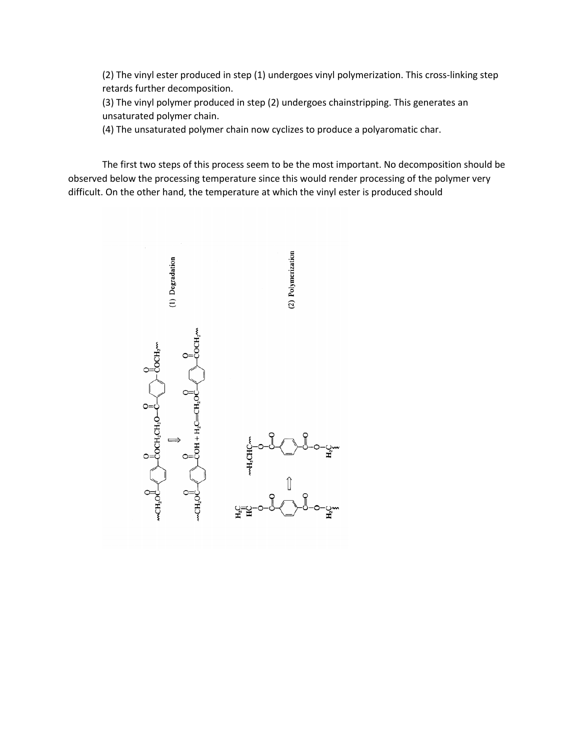(2) The vinyl ester produced in step (1) undergoes vinyl polymerization. This cross-linking step retards further decomposition.
(3) The vinyl polymer produced in step (2) undergoes chainstripping. This generates an unsaturated polymer chain.
(4) The unsaturated polymer chain now cyclizes to produce a polyaromatic char.

The first two steps of this process seem to be the most important. No decomposition should be observed below the processing temperature since this would render processing of the polymer very difficult. On the other hand, the temperature at which the vinyl ester is produced should

(1) Degradation

(2) Polymerization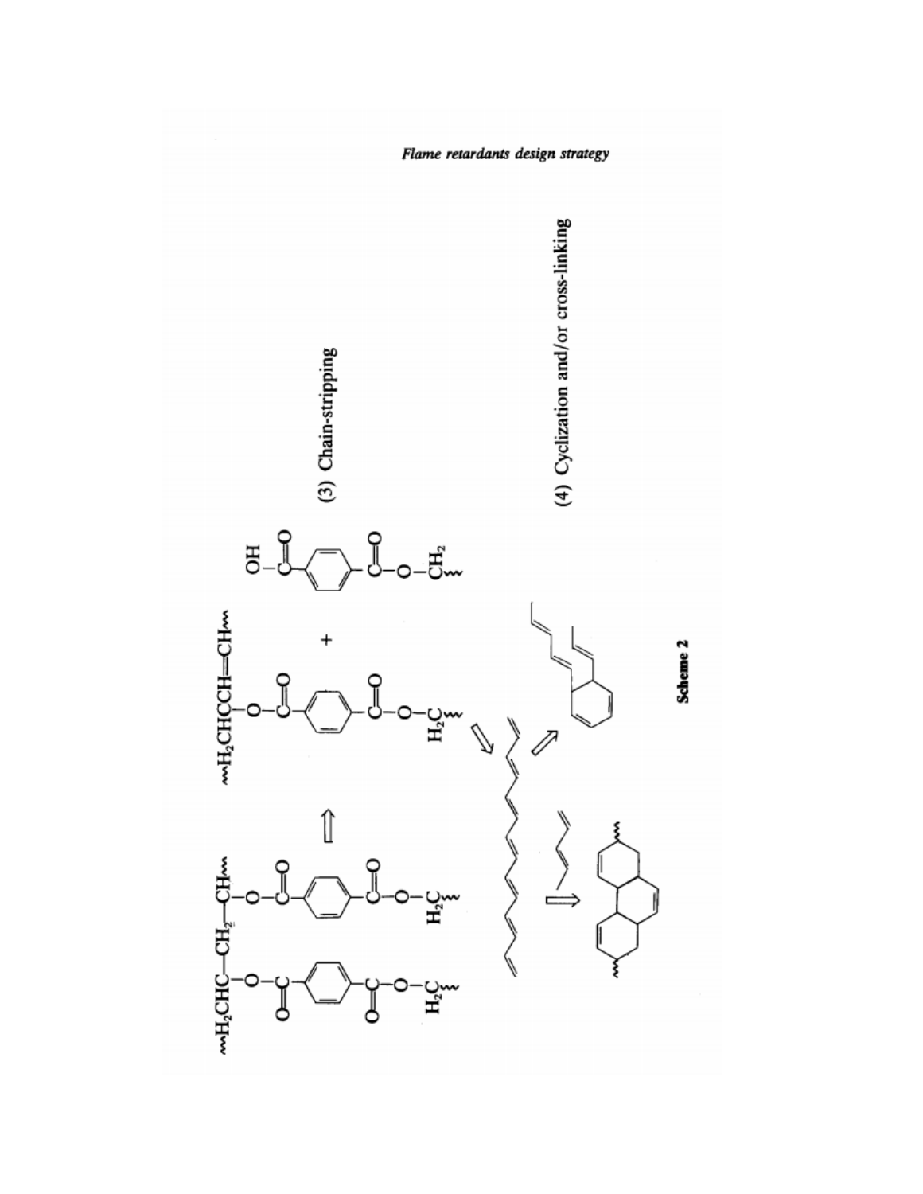(3) Chain-stripping

(4) Cyclization and/or cross-linking

**Scheme 2**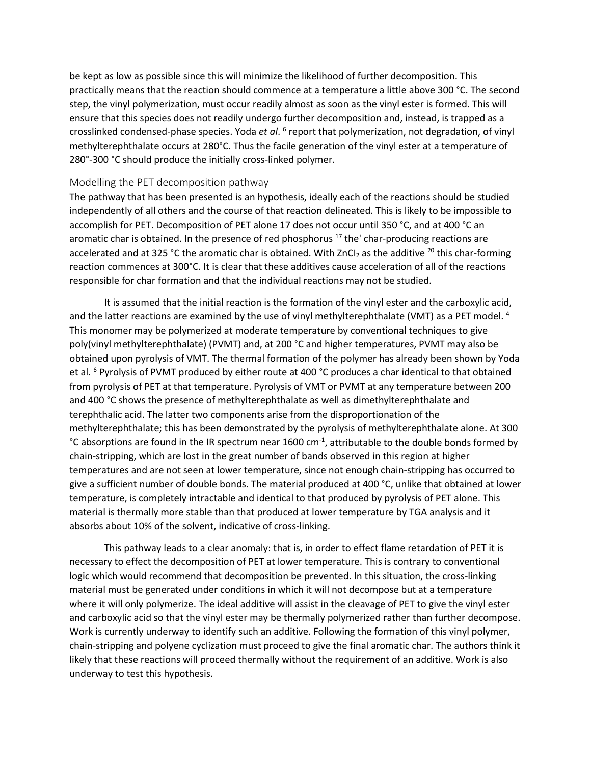be kept as low as possible since this will minimize the likelihood of further decomposition. This practically means that the reaction should commence at a temperature a little above 300 °C. The second step, the vinyl polymerization, must occur readily almost as soon as the vinyl ester is formed. This will ensure that this species does not readily undergo further decomposition and, instead, is trapped as a crosslinked condensed-phase species. Yoda *et al*. [6] report that polymerization, not degradation, of vinyl methylterephthalate occurs at 280°C. Thus the facile generation of the vinyl ester at a temperature of 280°-300 °C should produce the initially cross-linked polymer.

## Modelling the PET decomposition pathway

The pathway that has been presented is an hypothesis, ideally each of the reactions should be studied independently of all others and the course of that reaction delineated. This is likely to be impossible to accomplish for PET. Decomposition of PET alone 17 does not occur until 350 °C, and at 400 °C an aromatic char is obtained. In the presence of red phosphorus [17] the' char-producing reactions are accelerated and at 325 °C the aromatic char is obtained. With $ZnCl_2$ as the additive [20] this char-forming reaction commences at 300°C. It is clear that these additives cause acceleration of all of the reactions responsible for char formation and that the individual reactions may not be studied.

It is assumed that the initial reaction is the formation of the vinyl ester and the carboxylic acid, and the latter reactions are examined by the use of vinyl methylterephthalate (VMT) as a PET model. [4] This monomer may be polymerized at moderate temperature by conventional techniques to give poly(vinyl methylterephthalate) (PVMT) and, at 200 °C and higher temperatures, PVMT may also be obtained upon pyrolysis of VMT. The thermal formation of the polymer has already been shown by Yoda et al. [6] Pyrolysis of PVMT produced by either route at 400 °C produces a char identical to that obtained from pyrolysis of PET at that temperature. Pyrolysis of VMT or PVMT at any temperature between 200 and 400 °C shows the presence of methylterephthalate as well as dimethylterephthalate and terephthalic acid. The latter two components arise from the disproportionation of the methylterephthalate; this has been demonstrated by the pyrolysis of methylterephthalate alone. At 300 °C absorptions are found in the IR spectrum near 1600 $cm^{-1}$, attributable to the double bonds formed by chain-stripping, which are lost in the great number of bands observed in this region at higher temperatures and are not seen at lower temperature, since not enough chain-stripping has occurred to give a sufficient number of double bonds. The material produced at 400 °C, unlike that obtained at lower temperature, is completely intractable and identical to that produced by pyrolysis of PET alone. This material is thermally more stable than that produced at lower temperature by TGA analysis and it absorbs about 10% of the solvent, indicative of cross-linking.

This pathway leads to a clear anomaly: that is, in order to effect flame retardation of PET it is necessary to effect the decomposition of PET at lower temperature. This is contrary to conventional logic which would recommend that decomposition be prevented. In this situation, the cross-linking material must be generated under conditions in which it will not decompose but at a temperature where it will only polymerize. The ideal additive will assist in the cleavage of PET to give the vinyl ester and carboxylic acid so that the vinyl ester may be thermally polymerized rather than further decompose. Work is currently underway to identify such an additive. Following the formation of this vinyl polymer, chain-stripping and polyene cyclization must proceed to give the final aromatic char. The authors think it likely that these reactions will proceed thermally without the requirement of an additive. Work is also underway to test this hypothesis.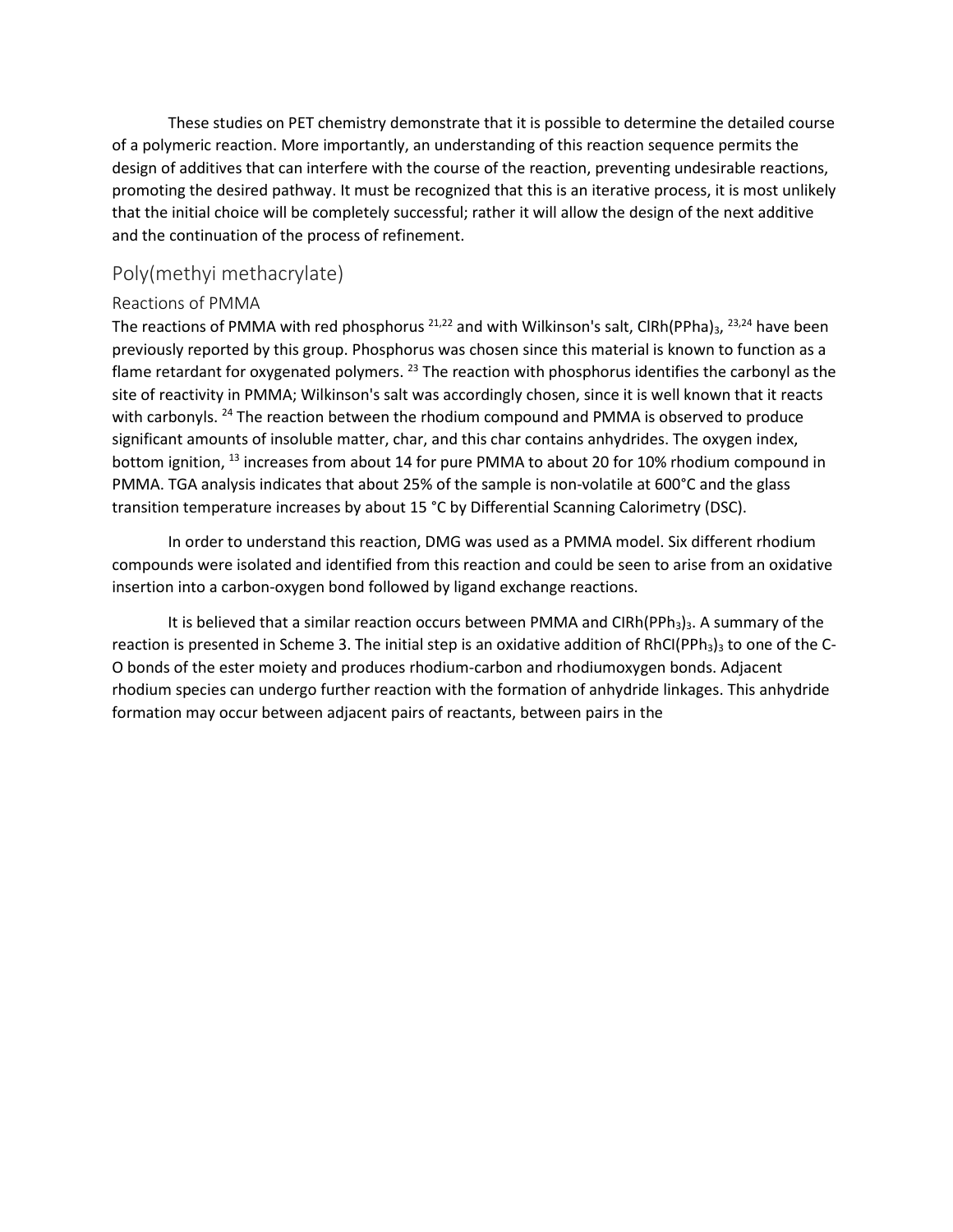These studies on PET chemistry demonstrate that it is possible to determine the detailed course of a polymeric reaction. More importantly, an understanding of this reaction sequence permits the design of additives that can interfere with the course of the reaction, preventing undesirable reactions, promoting the desired pathway. It must be recognized that this is an iterative process, it is most unlikely that the initial choice will be completely successful; rather it will allow the design of the next additive and the continuation of the process of refinement.

## Poly(methyi methacrylate)

### Reactions of PMMA

The reactions of PMMA with red phosphorus [21,22] and with Wilkinson's salt, $ClRh(PPha)_3$, [23,24] have been previously reported by this group. Phosphorus was chosen since this material is known to function as a flame retardant for oxygenated polymers. [23] The reaction with phosphorus identifies the carbonyl as the site of reactivity in PMMA; Wilkinson's salt was accordingly chosen, since it is well known that it reacts with carbonyls. [24] The reaction between the rhodium compound and PMMA is observed to produce significant amounts of insoluble matter, char, and this char contains anhydrides. The oxygen index, bottom ignition, [13] increases from about 14 for pure PMMA to about 20 for 10% rhodium compound in PMMA. TGA analysis indicates that about 25% of the sample is non-volatile at 600°C and the glass transition temperature increases by about 15 °C by Differential Scanning Calorimetry (DSC).

In order to understand this reaction, DMG was used as a PMMA model. Six different rhodium compounds were isolated and identified from this reaction and could be seen to arise from an oxidative insertion into a carbon-oxygen bond followed by ligand exchange reactions.

It is believed that a similar reaction occurs between PMMA and $ClRh(PPh_3)_3$. A summary of the reaction is presented in Scheme 3. The initial step is an oxidative addition of $RhCl(PPh_3)_3$ to one of the C-O bonds of the ester moiety and produces rhodium-carbon and rhodiumoxygen bonds. Adjacent rhodium species can undergo further reaction with the formation of anhydride linkages. This anhydride formation may occur between adjacent pairs of reactants, between pairs in the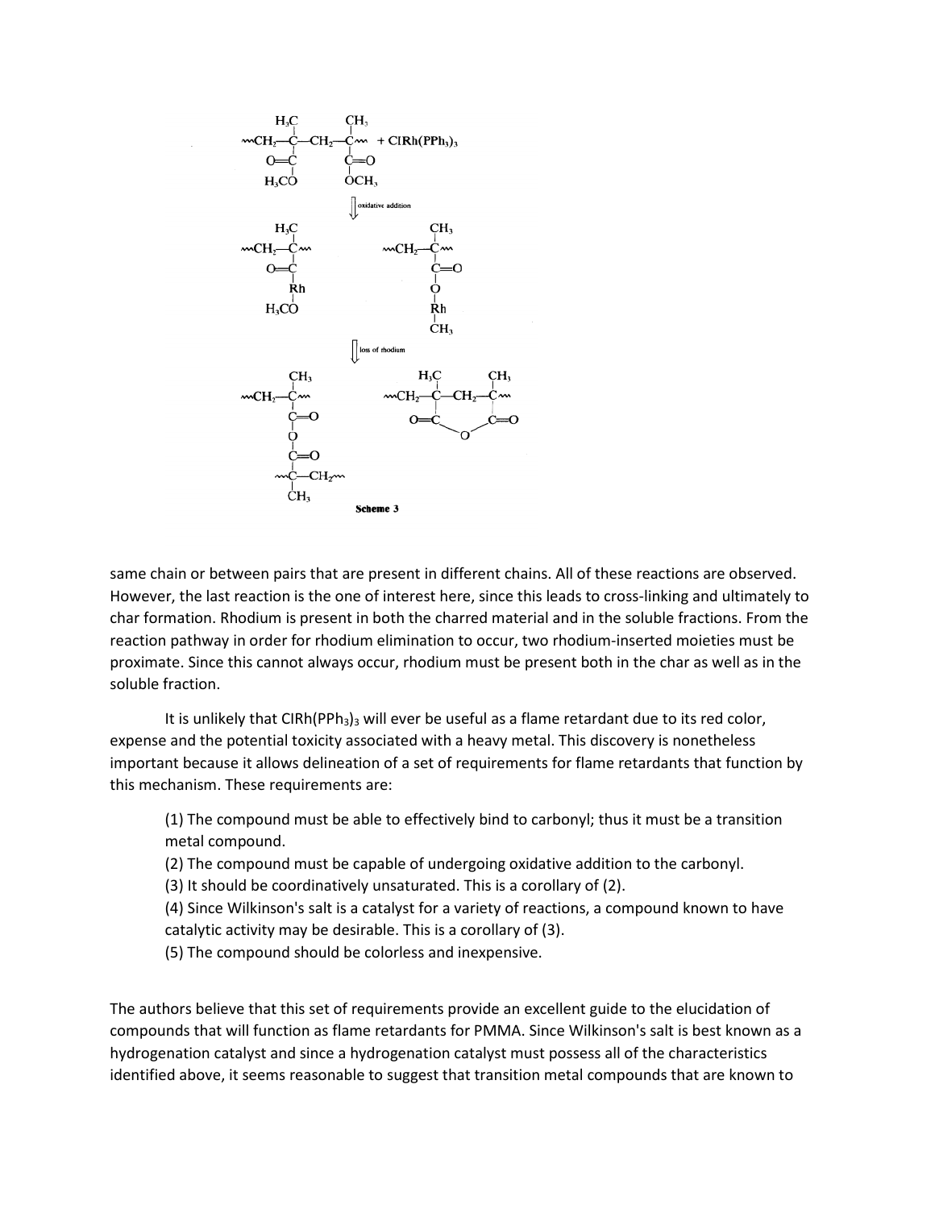**Scheme 3**

same chain or between pairs that are present in different chains. All of these reactions are observed. However, the last reaction is the one of interest here, since this leads to cross-linking and ultimately to char formation. Rhodium is present in both the charred material and in the soluble fractions. From the reaction pathway in order for rhodium elimination to occur, two rhodium-inserted moieties must be proximate. Since this cannot always occur, rhodium must be present both in the char as well as in the soluble fraction.

It is unlikely that $ClRh(PPh_3)_3$ will ever be useful as a flame retardant due to its red color, expense and the potential toxicity associated with a heavy metal. This discovery is nonetheless important because it allows delineation of a set of requirements for flame retardants that function by this mechanism. These requirements are:

(1) The compound must be able to effectively bind to carbonyl; thus it must be a transition metal compound.
(2) The compound must be capable of undergoing oxidative addition to the carbonyl.
(3) It should be coordinatively unsaturated. This is a corollary of (2).
(4) Since Wilkinson's salt is a catalyst for a variety of reactions, a compound known to have catalytic activity may be desirable. This is a corollary of (3).
(5) The compound should be colorless and inexpensive.

The authors believe that this set of requirements provide an excellent guide to the elucidation of compounds that will function as flame retardants for PMMA. Since Wilkinson's salt is best known as a hydrogenation catalyst and since a hydrogenation catalyst must possess all of the characteristics identified above, it seems reasonable to suggest that transition metal compounds that are known to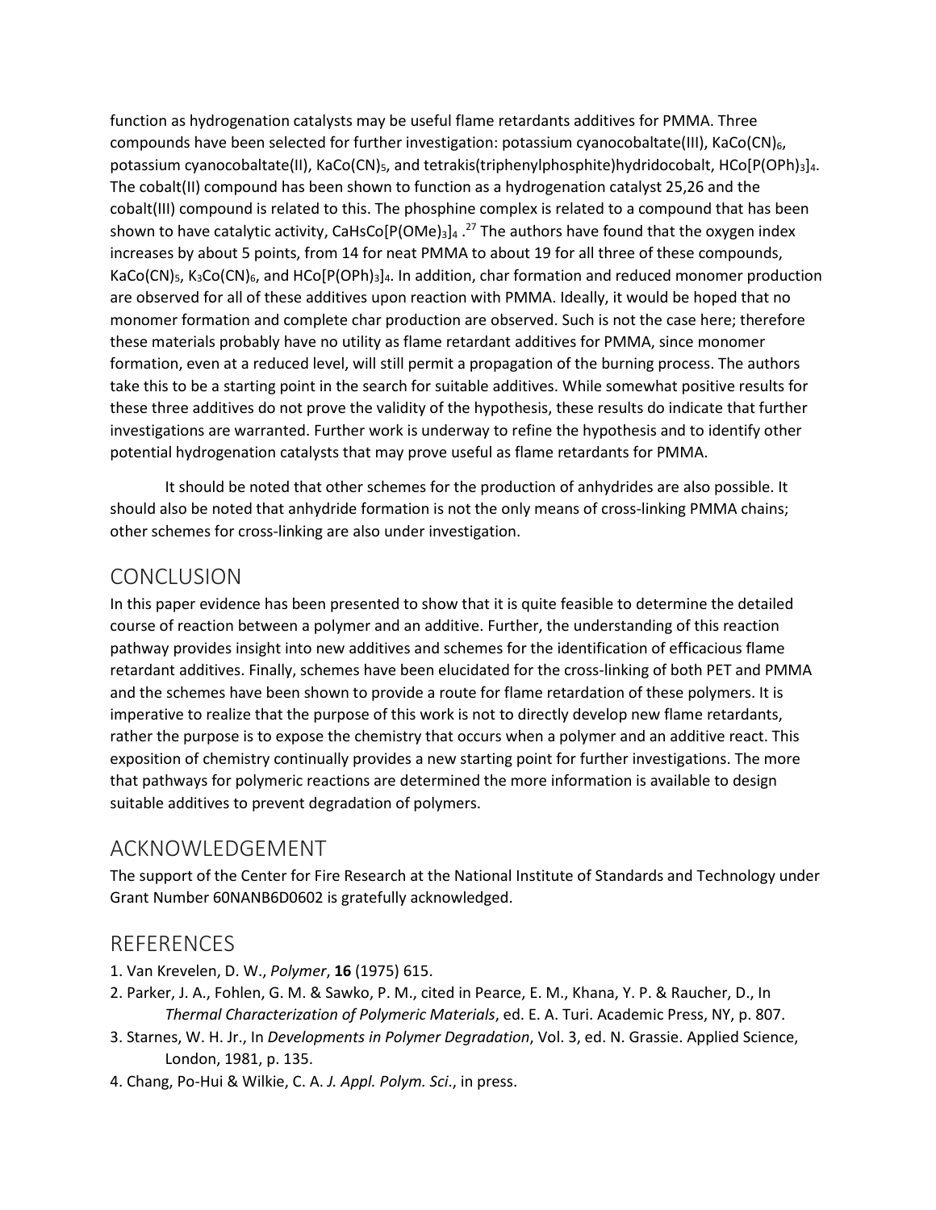function as hydrogenation catalysts may be useful flame retardants additives for PMMA. Three compounds have been selected for further investigation: potassium cyanocobaltate(III), $KaCo(CN)_6$, potassium cyanocobaltate(II), $KaCo(CN)_5$, and tetrakis(triphenylphosphite)hydridocobalt, $HCo[P(OPh)_3]_4$. The cobalt(II) compound has been shown to function as a hydrogenation catalyst 25,26 and the cobalt(III) compound is related to this. The phosphine complex is related to a compound that has been shown to have catalytic activity, $CaHsCo[P(OMe)_3]_4$ .[27] The authors have found that the oxygen index increases by about 5 points, from 14 for neat PMMA to about 19 for all three of these compounds, $KaCo(CN)_5$, $K_3Co(CN)_6$, and $HCo[P(OPh)_3]_4$. In addition, char formation and reduced monomer production are observed for all of these additives upon reaction with PMMA. Ideally, it would be hoped that no monomer formation and complete char production are observed. Such is not the case here; therefore these materials probably have no utility as flame retardant additives for PMMA, since monomer formation, even at a reduced level, will still permit a propagation of the burning process. The authors take this to be a starting point in the search for suitable additives. While somewhat positive results for these three additives do not prove the validity of the hypothesis, these results do indicate that further investigations are warranted. Further work is underway to refine the hypothesis and to identify other potential hydrogenation catalysts that may prove useful as flame retardants for PMMA.

It should be noted that other schemes for the production of anhydrides are also possible. It should also be noted that anhydride formation is not the only means of cross-linking PMMA chains; other schemes for cross-linking are also under investigation.

## CONCLUSION

In this paper evidence has been presented to show that it is quite feasible to determine the detailed course of reaction between a polymer and an additive. Further, the understanding of this reaction pathway provides insight into new additives and schemes for the identification of efficacious flame retardant additives. Finally, schemes have been elucidated for the cross-linking of both PET and PMMA and the schemes have been shown to provide a route for flame retardation of these polymers. It is imperative to realize that the purpose of this work is not to directly develop new flame retardants, rather the purpose is to expose the chemistry that occurs when a polymer and an additive react. This exposition of chemistry continually provides a new starting point for further investigations. The more that pathways for polymeric reactions are determined the more information is available to design suitable additives to prevent degradation of polymers.

## ACKNOWLEDGEMENT

The support of the Center for Fire Research at the National Institute of Standards and Technology under Grant Number 60NANB6D0602 is gratefully acknowledged.

## REFERENCES

1. Van Krevelen, D. W., *Polymer*, **16** (1975) 615.
2. Parker, J. A., Fohlen, G. M. & Sawko, P. M., cited in Pearce, E. M., Khana, Y. P. & Raucher, D., In *Thermal Characterization of Polymeric Materials*, ed. E. A. Turi. Academic Press, NY, p. 807.
3. Starnes, W. H. Jr., In *Developments in Polymer Degradation*, Vol. 3, ed. N. Grassie. Applied Science, London, 1981, p. 135.
4. Chang, Po-Hui & Wilkie, C. A. *J. Appl. Polym. Sci*., in press.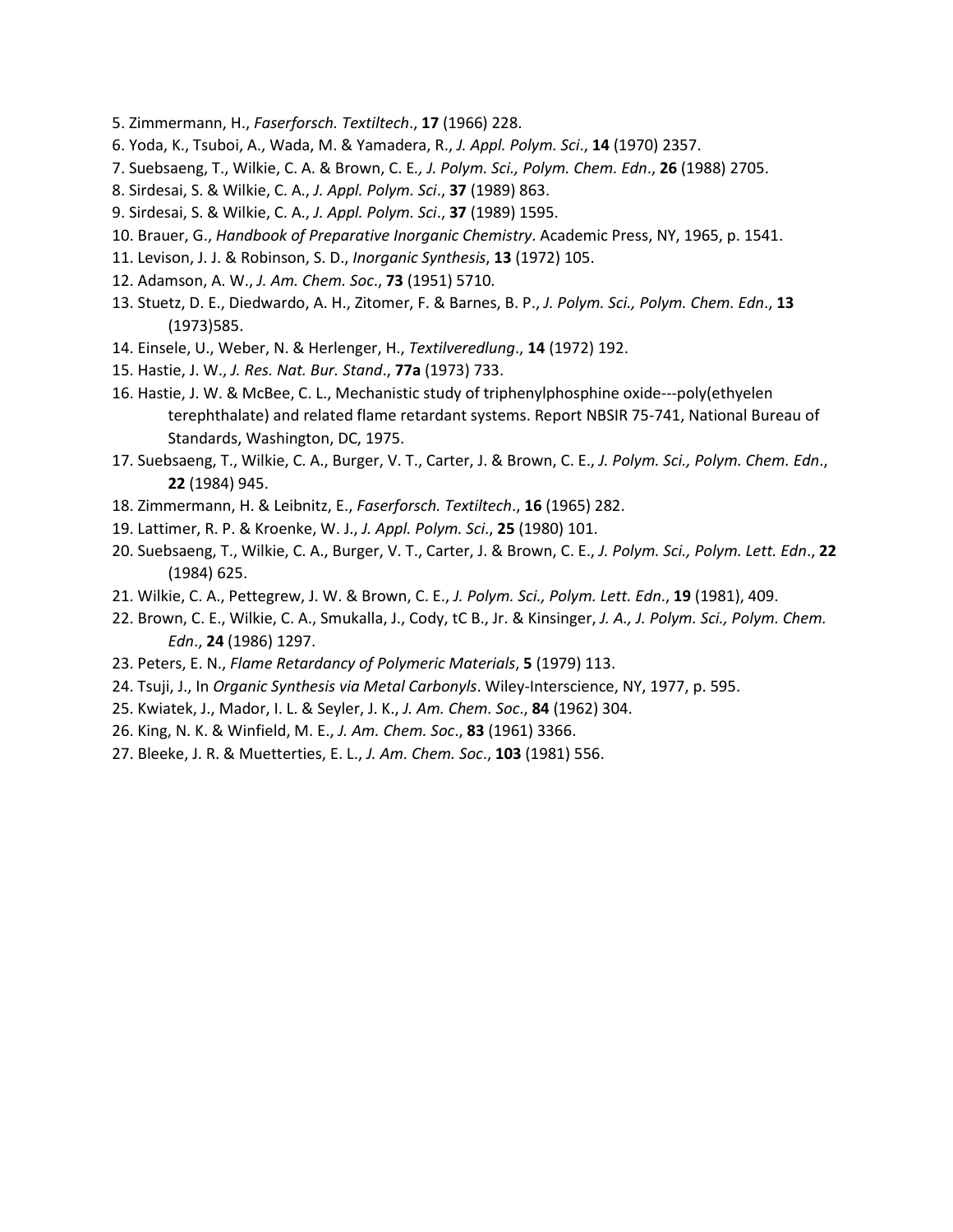5. Zimmermann, H., *Faserforsch. Textiltech*., **17** (1966) 228.
6. Yoda, K., Tsuboi, A., Wada, M. & Yamadera, R., *J. Appl. Polym. Sci*., **14** (1970) 2357.
7. Suebsaeng, T., Wilkie, C. A. & Brown, C. E*., J. Polym. Sci., Polym. Chem. Edn*., **26** (1988) 2705.
8. Sirdesai, S. & Wilkie, C. A., *J. Appl. Polym. Sci*., **37** (1989) 863.
9. Sirdesai, S. & Wilkie, C. A., *J. Appl. Polym. Sci*., **37** (1989) 1595.
10. Brauer, G., *Handbook of Preparative Inorganic Chemistry*. Academic Press, NY, 1965, p. 1541.
11. Levison, J. J. & Robinson, S. D., *Inorganic Synthesis*, **13** (1972) 105.
12. Adamson, A. W., *J. Am. Chem. Soc*., **73** (1951) 5710.
13. Stuetz, D. E., Diedwardo, A. H., Zitomer, F. & Barnes, B. P., *J. Polym. Sci., Polym. Chem. Edn*., **13** (1973)585.
14. Einsele, U., Weber, N. & Herlenger, H., *Textilveredlung*., **14** (1972) 192.
15. Hastie, J. W., *J. Res. Nat. Bur. Stand*., **77a** (1973) 733.
16. Hastie, J. W. & McBee, C. L., Mechanistic study of triphenylphosphine oxide---poly(ethyelen terephthalate) and related flame retardant systems. Report NBSIR 75-741, National Bureau of Standards, Washington, DC, 1975.
17. Suebsaeng, T., Wilkie, C. A., Burger, V. T., Carter, J. & Brown, C. E., *J. Polym. Sci., Polym. Chem. Edn*., **22** (1984) 945.
18. Zimmermann, H. & Leibnitz, E., *Faserforsch. Textiltech*., **16** (1965) 282.
19. Lattimer, R. P. & Kroenke, W. J., *J. Appl. Polym. Sci*., **25** (1980) 101.
20. Suebsaeng, T., Wilkie, C. A., Burger, V. T., Carter, J. & Brown, C. E., *J. Polym. Sci., Polym. Lett. Edn*., **22** (1984) 625.
21. Wilkie, C. A., Pettegrew, J. W. & Brown, C. E., *J. Polym. Sci., Polym. Lett. Edn*., **19** (1981), 409.
22. Brown, C. E., Wilkie, C. A., Smukalla, J., Cody, tC B., Jr. & Kinsinger, *J. A., J. Polym. Sci., Polym. Chem. Edn*., **24** (1986) 1297.
23. Peters, E. N., *Flame Retardancy of Polymeric Materials*, **5** (1979) 113.
24. Tsuji, J., In *Organic Synthesis via Metal Carbonyls*. Wiley-Interscience, NY, 1977, p. 595.
25. Kwiatek, J., Mador, I. L. & Seyler, J. K., *J. Am. Chem. Soc*., **84** (1962) 304.
26. King, N. K. & Winfield, M. E., *J. Am. Chem. Soc*., **83** (1961) 3366.
27. Bleeke, J. R. & Muetterties, E. L., *J. Am. Chem. Soc*., **103** (1981) 556.